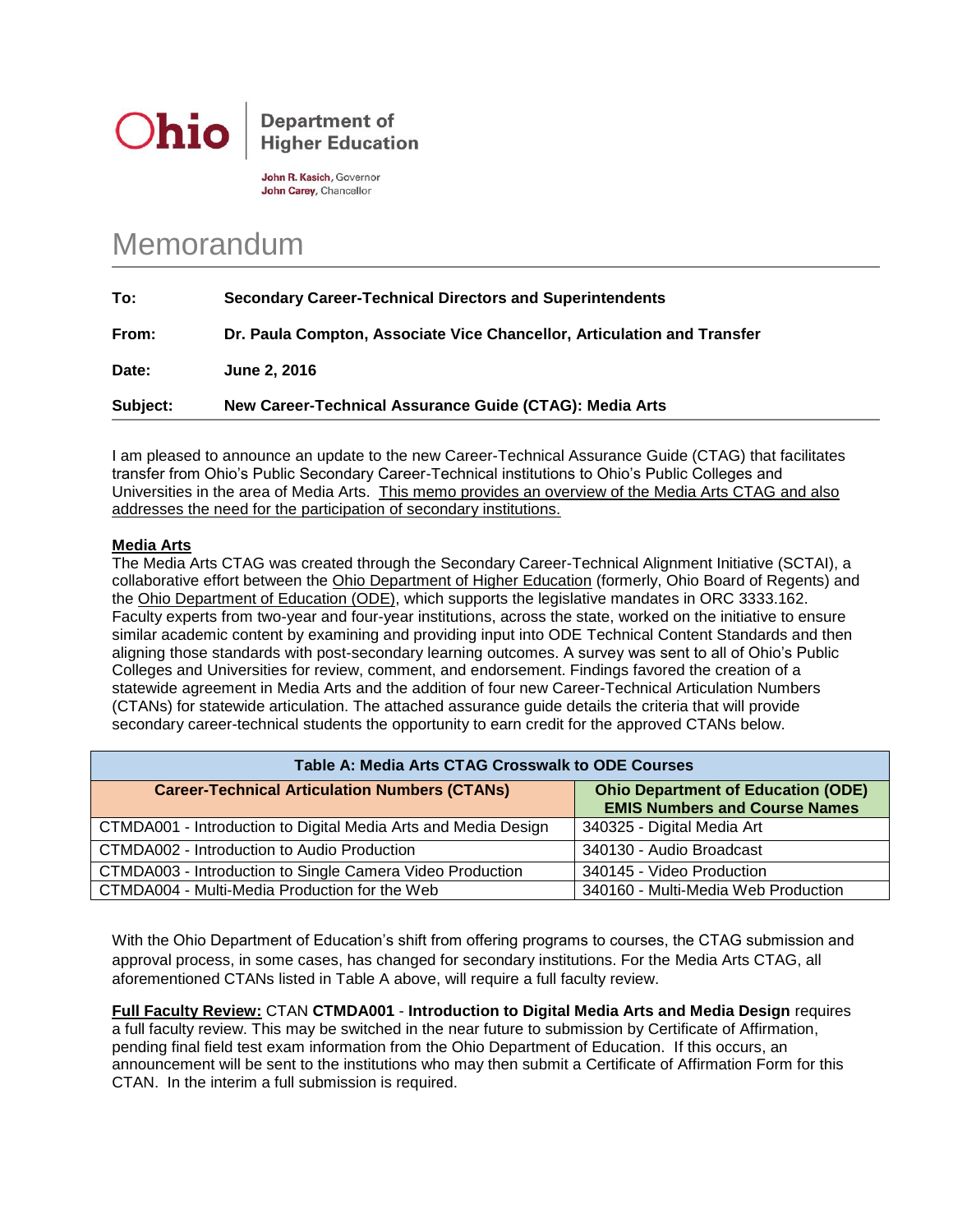Ohio | Department of Higher Education

**John R. Kasich**, Governor
**John Carey**, Chancellor

# Memorandum

**To:** **Secondary Career-Technical Directors and Superintendents**

**From:** **Dr. Paula Compton, Associate Vice Chancellor, Articulation and Transfer**

**Date:** **June 2, 2016**

**Subject:** **New Career-Technical Assurance Guide (CTAG): Media Arts**

---

I am pleased to announce an update to the new Career-Technical Assurance Guide (CTAG) that facilitates transfer from Ohio's Public Secondary Career-Technical institutions to Ohio's Public Colleges and Universities in the area of Media Arts. This memo provides an overview of the Media Arts CTAG and also addresses the need for the participation of secondary institutions.

**Media Arts**

The Media Arts CTAG was created through the Secondary Career-Technical Alignment Initiative (SCTAI), a collaborative effort between the Ohio Department of Higher Education (formerly, Ohio Board of Regents) and the Ohio Department of Education (ODE), which supports the legislative mandates in ORC 3333.162. Faculty experts from two-year and four-year institutions, across the state, worked on the initiative to ensure similar academic content by examining and providing input into ODE Technical Content Standards and then aligning those standards with post-secondary learning outcomes. A survey was sent to all of Ohio's Public Colleges and Universities for review, comment, and endorsement. Findings favored the creation of a statewide agreement in Media Arts and the addition of four new Career-Technical Articulation Numbers (CTANs) for statewide articulation. The attached assurance guide details the criteria that will provide secondary career-technical students the opportunity to earn credit for the approved CTANs below.

| Table A: Media Arts CTAG Crosswalk to ODE Courses | |
|---|---|
| **Career-Technical Articulation Numbers (CTANs)** | **Ohio Department of Education (ODE) EMIS Numbers and Course Names** |
| CTMDA001 - Introduction to Digital Media Arts and Media Design | 340325 - Digital Media Art |
| CTMDA002 - Introduction to Audio Production | 340130 - Audio Broadcast |
| CTMDA003 - Introduction to Single Camera Video Production | 340145 - Video Production |
| CTMDA004 - Multi-Media Production for the Web | 340160 - Multi-Media Web Production |

With the Ohio Department of Education's shift from offering programs to courses, the CTAG submission and approval process, in some cases, has changed for secondary institutions. For the Media Arts CTAG, all aforementioned CTANs listed in Table A above, will require a full faculty review.

**Full Faculty Review:** CTAN **CTMDA001** - **Introduction to Digital Media Arts and Media Design** requires a full faculty review. This may be switched in the near future to submission by Certificate of Affirmation, pending final field test exam information from the Ohio Department of Education. If this occurs, an announcement will be sent to the institutions who may then submit a Certificate of Affirmation Form for this CTAN. In the interim a full submission is required.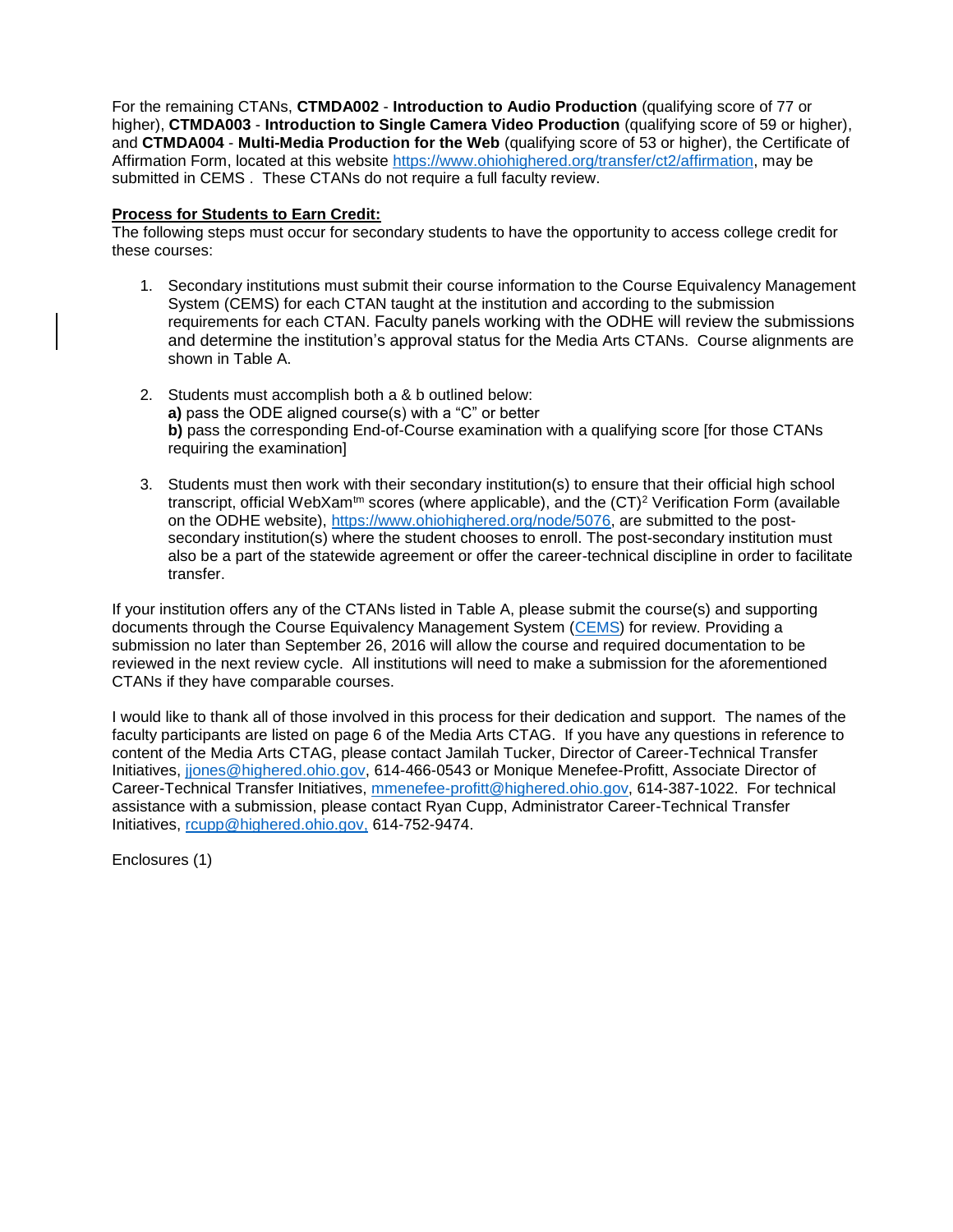For the remaining CTANs, **CTMDA002** - **Introduction to Audio Production** (qualifying score of 77 or higher), **CTMDA003** - **Introduction to Single Camera Video Production** (qualifying score of 59 or higher), and **CTMDA004** - **Multi-Media Production for the Web** (qualifying score of 53 or higher), the Certificate of Affirmation Form, located at this website https://www.ohiohighered.org/transfer/ct2/affirmation, may be submitted in CEMS . These CTANs do not require a full faculty review.

**Process for Students to Earn Credit:**

The following steps must occur for secondary students to have the opportunity to access college credit for these courses:

1. Secondary institutions must submit their course information to the Course Equivalency Management System (CEMS) for each CTAN taught at the institution and according to the submission requirements for each CTAN. Faculty panels working with the ODHE will review the submissions and determine the institution's approval status for the Media Arts CTANs. Course alignments are shown in Table A.

2. Students must accomplish both a & b outlined below:
   **a)** pass the ODE aligned course(s) with a "C" or better
   **b)** pass the corresponding End-of-Course examination with a qualifying score [for those CTANs requiring the examination]

3. Students must then work with their secondary institution(s) to ensure that their official high school transcript, official WebXam™ scores (where applicable), and the $(CT)^2$ Verification Form (available on the ODHE website), https://www.ohiohighered.org/node/5076, are submitted to the post-secondary institution(s) where the student chooses to enroll. The post-secondary institution must also be a part of the statewide agreement or offer the career-technical discipline in order to facilitate transfer.

If your institution offers any of the CTANs listed in Table A, please submit the course(s) and supporting documents through the Course Equivalency Management System (CEMS) for review. Providing a submission no later than September 26, 2016 will allow the course and required documentation to be reviewed in the next review cycle. All institutions will need to make a submission for the aforementioned CTANs if they have comparable courses.

I would like to thank all of those involved in this process for their dedication and support. The names of the faculty participants are listed on page 6 of the Media Arts CTAG. If you have any questions in reference to content of the Media Arts CTAG, please contact Jamilah Tucker, Director of Career-Technical Transfer Initiatives, jjones@highered.ohio.gov, 614-466-0543 or Monique Menefee-Profitt, Associate Director of Career-Technical Transfer Initiatives, mmenefee-profitt@highered.ohio.gov, 614-387-1022. For technical assistance with a submission, please contact Ryan Cupp, Administrator Career-Technical Transfer Initiatives, rcupp@highered.ohio.gov, 614-752-9474.

Enclosures (1)